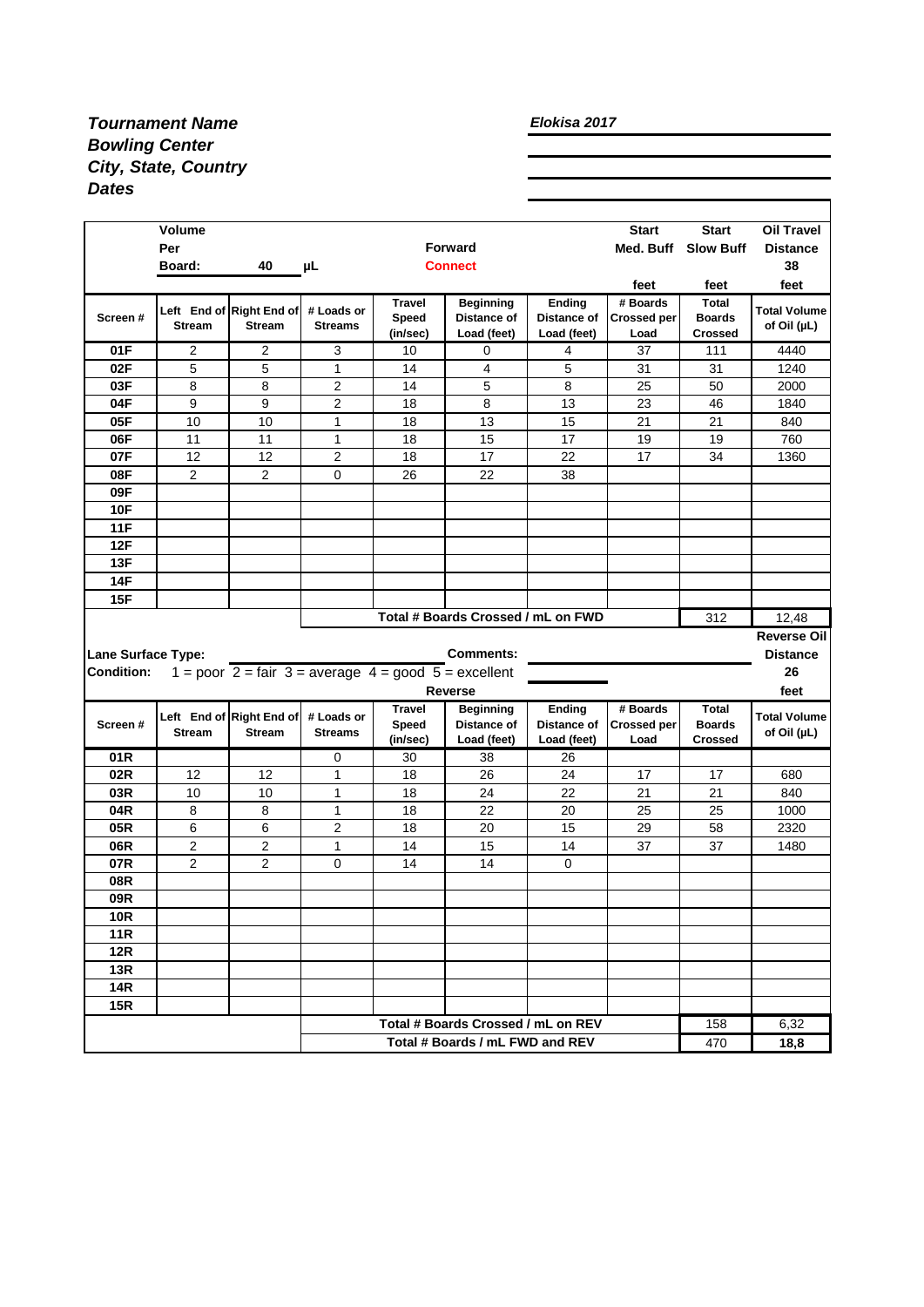***Tournament Name*** | ***Elokisa 2017***
***Bowling Center***
***City, State, Country***
***Dates***

| | Volume Per Board: | 40 | μL | | Forward **Connect** | | Start Med. Buff (feet) | Start Slow Buff (feet) | Oil Travel Distance 38 feet |
|---|---|---|---|---|---|---|---|---|---|
| **Screen #** | **Left End of Stream** | **Right End of Stream** | **# Loads or Streams** | **Travel Speed (in/sec)** | **Beginning Distance of Load (feet)** | **Ending Distance of Load (feet)** | **# Boards Crossed per Load** | **Total Boards Crossed** | **Total Volume of Oil (μL)** |
| **01F** | 2 | 2 | 3 | 10 | 0 | 4 | 37 | 111 | 4440 |
| **02F** | 5 | 5 | 1 | 14 | 4 | 5 | 31 | 31 | 1240 |
| **03F** | 8 | 8 | 2 | 14 | 5 | 8 | 25 | 50 | 2000 |
| **04F** | 9 | 9 | 2 | 18 | 8 | 13 | 23 | 46 | 1840 |
| **05F** | 10 | 10 | 1 | 18 | 13 | 15 | 21 | 21 | 840 |
| **06F** | 11 | 11 | 1 | 18 | 15 | 17 | 19 | 19 | 760 |
| **07F** | 12 | 12 | 2 | 18 | 17 | 22 | 17 | 34 | 1360 |
| **08F** | 2 | 2 | 0 | 26 | 22 | 38 | | | |
| **09F** | | | | | | | | | |
| **10F** | | | | | | | | | |
| **11F** | | | | | | | | | |
| **12F** | | | | | | | | | |
| **13F** | | | | | | | | | |
| **14F** | | | | | | | | | |
| **15F** | | | | | | | | | |
| | | | **Total # Boards Crossed / mL on FWD** | | | | | 312 | 12,48 |

**Lane Surface Type:** | **Comments:**

**Condition:** 1 = poor 2 = fair 3 = average 4 = good 5 = excellent

**Reverse Oil Distance** 26 feet

| **Reverse** | | | | | | | | | |
|---|---|---|---|---|---|---|---|---|---|
| **Screen #** | **Left End of Stream** | **Right End of Stream** | **# Loads or Streams** | **Travel Speed (in/sec)** | **Beginning Distance of Load (feet)** | **Ending Distance of Load (feet)** | **# Boards Crossed per Load** | **Total Boards Crossed** | **Total Volume of Oil (μL)** |
| **01R** | | | 0 | 30 | 38 | 26 | | | |
| **02R** | 12 | 12 | 1 | 18 | 26 | 24 | 17 | 17 | 680 |
| **03R** | 10 | 10 | 1 | 18 | 24 | 22 | 21 | 21 | 840 |
| **04R** | 8 | 8 | 1 | 18 | 22 | 20 | 25 | 25 | 1000 |
| **05R** | 6 | 6 | 2 | 18 | 20 | 15 | 29 | 58 | 2320 |
| **06R** | 2 | 2 | 1 | 14 | 15 | 14 | 37 | 37 | 1480 |
| **07R** | 2 | 2 | 0 | 14 | 14 | 0 | | | |
| **08R** | | | | | | | | | |
| **09R** | | | | | | | | | |
| **10R** | | | | | | | | | |
| **11R** | | | | | | | | | |
| **12R** | | | | | | | | | |
| **13R** | | | | | | | | | |
| **14R** | | | | | | | | | |
| **15R** | | | | | | | | | |
| | | | **Total # Boards Crossed / mL on REV** | | | | | 158 | 6,32 |
| | | | **Total # Boards / mL FWD and REV** | | | | | 470 | **18,8** |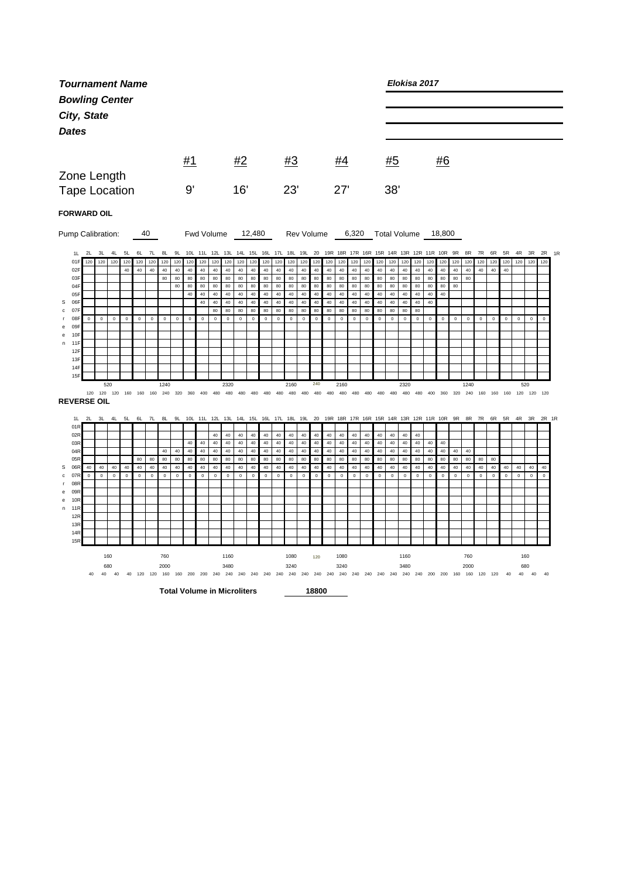# *Tournament Name* — *Elokisa 2017*

***Bowling Center***

***City, State***

***Dates***

| | #1 | #2 | #3 | #4 | #5 | #6 |
|---|---|---|---|---|---|---|
| Zone Length | | | | | | |
| Tape Location | 9' | 16' | 23' | 27' | 38' | |

**FORWARD OIL**

Pump Calibration: 40 Fwd Volume 12,480 Rev Volume 6,320 Total Volume 18,800

| 1L | 2L | 3L | 4L | 5L | 6L | 7L | 8L | 9L | 10L | 11L | 12L | 13L | 14L | 15L | 16L | 17L | 18L | 19L | 20 | 19R | 18R | 17R | 16R | 15R | 14R | 13R | 12R | 11R | 10R | 9R | 8R | 7R | 6R | 5R | 4R | 3R | 2R |
|---|---|---|---|---|---|---|---|---|---|---|---|---|---|---|---|---|---|---|---|---|---|---|---|---|---|---|---|---|---|---|---|---|---|---|---|---|---|
| 01F | 120 | 120 | 120 | 120 | 120 | 120 | 120 | 120 | 120 | 120 | 120 | 120 | 120 | 120 | 120 | 120 | 120 | 120 | 120 | 120 | 120 | 120 | 120 | 120 | 120 | 120 | 120 | 120 | 120 | 120 | 120 | 120 | 120 | 120 | 120 | 120 | 120 |
| 02F | | | | 40 | 40 | 40 | 40 | 40 | 40 | 40 | 40 | 40 | 40 | 40 | 40 | 40 | 40 | 40 | 40 | 40 | 40 | 40 | 40 | 40 | 40 | 40 | 40 | 40 | 40 | 40 | 40 | 40 | 40 | 40 | | | |
| 03F | | | | | | | 80 | 80 | 80 | 80 | 80 | 80 | 80 | 80 | 80 | 80 | 80 | 80 | 80 | 80 | 80 | 80 | 80 | 80 | 80 | 80 | 80 | 80 | 80 | 80 | 80 | | | | | | |
| 04F | | | | | | | | 80 | 80 | 80 | 80 | 80 | 80 | 80 | 80 | 80 | 80 | 80 | 80 | 80 | 80 | 80 | 80 | 80 | 80 | 80 | 80 | 80 | 80 | 80 | | | | | | | |
| 05F | | | | | | | | | 40 | 40 | 40 | 40 | 40 | 40 | 40 | 40 | 40 | 40 | 40 | 40 | 40 | 40 | 40 | 40 | 40 | 40 | 40 | 40 | 40 | | | | | | | | |
| 06F | | | | | | | | | | 40 | 40 | 40 | 40 | 40 | 40 | 40 | 40 | 40 | 40 | 40 | 40 | 40 | 40 | 40 | 40 | 40 | 40 | 40 | | | | | | | | | |
| 07F | | | | | | | | | | | 80 | 80 | 80 | 80 | 80 | 80 | 80 | 80 | 80 | 80 | 80 | 80 | 80 | 80 | 80 | 80 | 80 | | | | | | | | | | |
| 08F | 0 | 0 | 0 | 0 | 0 | 0 | 0 | 0 | 0 | 0 | 0 | 0 | 0 | 0 | 0 | 0 | 0 | 0 | 0 | 0 | 0 | 0 | 0 | 0 | 0 | 0 | 0 | 0 | 0 | 0 | 0 | 0 | 0 | 0 | 0 | 0 | 0 |
| 09F | | | | | | | | | | | | | | | | | | | | | | | | | | | | | | | | | | | | | |
| 10F | | | | | | | | | | | | | | | | | | | | | | | | | | | | | | | | | | | | | |
| 11F | | | | | | | | | | | | | | | | | | | | | | | | | | | | | | | | | | | | | |
| 12F | | | | | | | | | | | | | | | | | | | | | | | | | | | | | | | | | | | | | |
| 13F | | | | | | | | | | | | | | | | | | | | | | | | | | | | | | | | | | | | | |
| 14F | | | | | | | | | | | | | | | | | | | | | | | | | | | | | | | | | | | | | |
| 15F | | | | | | | | | | | | | | | | | | | | | | | | | | | | | | | | | | | | | |
| | | 520 | | | | | 1240 | | | | | 2320 | | | | | 2160 | | 240 | | 2160 | | | | | 2320 | | | | | 1240 | | | | | 520 | |
| | 120 | 120 | 120 | 160 | 160 | 160 | 240 | 320 | 360 | 400 | 480 | 480 | 480 | 480 | 480 | 480 | 480 | 480 | 480 | 480 | 480 | 480 | 480 | 480 | 480 | 480 | 480 | 400 | 360 | 320 | 240 | 160 | 160 | 160 | 120 | 120 | 120 |

**REVERSE OIL**

| 1L | 2L | 3L | 4L | 5L | 6L | 7L | 8L | 9L | 10L | 11L | 12L | 13L | 14L | 15L | 16L | 17L | 18L | 19L | 20 | 19R | 18R | 17R | 16R | 15R | 14R | 13R | 12R | 11R | 10R | 9R | 8R | 7R | 6R | 5R | 4R | 3R | 2R |
|---|---|---|---|---|---|---|---|---|---|---|---|---|---|---|---|---|---|---|---|---|---|---|---|---|---|---|---|---|---|---|---|---|---|---|---|---|---|
| 01R | | | | | | | | | | | | | | | | | | | | | | | | | | | | | | | | | | | | | |
| 02R | | | | | | | | | | | 40 | 40 | 40 | 40 | 40 | 40 | 40 | 40 | 40 | 40 | 40 | 40 | 40 | 40 | 40 | 40 | 40 | | | | | | | | | | |
| 03R | | | | | | | | | 40 | 40 | 40 | 40 | 40 | 40 | 40 | 40 | 40 | 40 | 40 | 40 | 40 | 40 | 40 | 40 | 40 | 40 | 40 | 40 | 40 | | | | | | | | |
| 04R | | | | | | | 40 | 40 | 40 | 40 | 40 | 40 | 40 | 40 | 40 | 40 | 40 | 40 | 40 | 40 | 40 | 40 | 40 | 40 | 40 | 40 | 40 | 40 | 40 | 40 | 40 | | | | | | |
| 05R | | | | | 80 | 80 | 80 | 80 | 80 | 80 | 80 | 80 | 80 | 80 | 80 | 80 | 80 | 80 | 80 | 80 | 80 | 80 | 80 | 80 | 80 | 80 | 80 | 80 | 80 | 80 | 80 | 80 | 80 | | | | |
| 06R | 40 | 40 | 40 | 40 | 40 | 40 | 40 | 40 | 40 | 40 | 40 | 40 | 40 | 40 | 40 | 40 | 40 | 40 | 40 | 40 | 40 | 40 | 40 | 40 | 40 | 40 | 40 | 40 | 40 | 40 | 40 | 40 | 40 | 40 | 40 | 40 | 40 |
| 07R | 0 | 0 | 0 | 0 | 0 | 0 | 0 | 0 | 0 | 0 | 0 | 0 | 0 | 0 | 0 | 0 | 0 | 0 | 0 | 0 | 0 | 0 | 0 | 0 | 0 | 0 | 0 | 0 | 0 | 0 | 0 | 0 | 0 | 0 | 0 | 0 | 0 |
| 08R | | | | | | | | | | | | | | | | | | | | | | | | | | | | | | | | | | | | | |
| 09R | | | | | | | | | | | | | | | | | | | | | | | | | | | | | | | | | | | | | |
| 10R | | | | | | | | | | | | | | | | | | | | | | | | | | | | | | | | | | | | | |
| 11R | | | | | | | | | | | | | | | | | | | | | | | | | | | | | | | | | | | | | |
| 12R | | | | | | | | | | | | | | | | | | | | | | | | | | | | | | | | | | | | | |
| 13R | | | | | | | | | | | | | | | | | | | | | | | | | | | | | | | | | | | | | |
| 14R | | | | | | | | | | | | | | | | | | | | | | | | | | | | | | | | | | | | | |
| 15R | | | | | | | | | | | | | | | | | | | | | | | | | | | | | | | | | | | | | |
| | | 160 | | | | | 760 | | | | | 1160 | | | | | 1080 | | 120 | | 1080 | | | | | 1160 | | | | | 760 | | | | | 160 | |
| | | 680 | | | | | 2000 | | | | | 3480 | | | | | 3240 | | | | 3240 | | | | | 3480 | | | | | 2000 | | | | | 680 | |
| | 40 | 40 | 40 | 40 | 120 | 120 | 160 | 160 | 200 | 200 | 240 | 240 | 240 | 240 | 240 | 240 | 240 | 240 | 240 | 240 | 240 | 240 | 240 | 240 | 240 | 240 | 240 | 200 | 200 | 160 | 160 | 120 | 120 | 40 | 40 | 40 | 40 |

**Total Volume in Microliters** 18800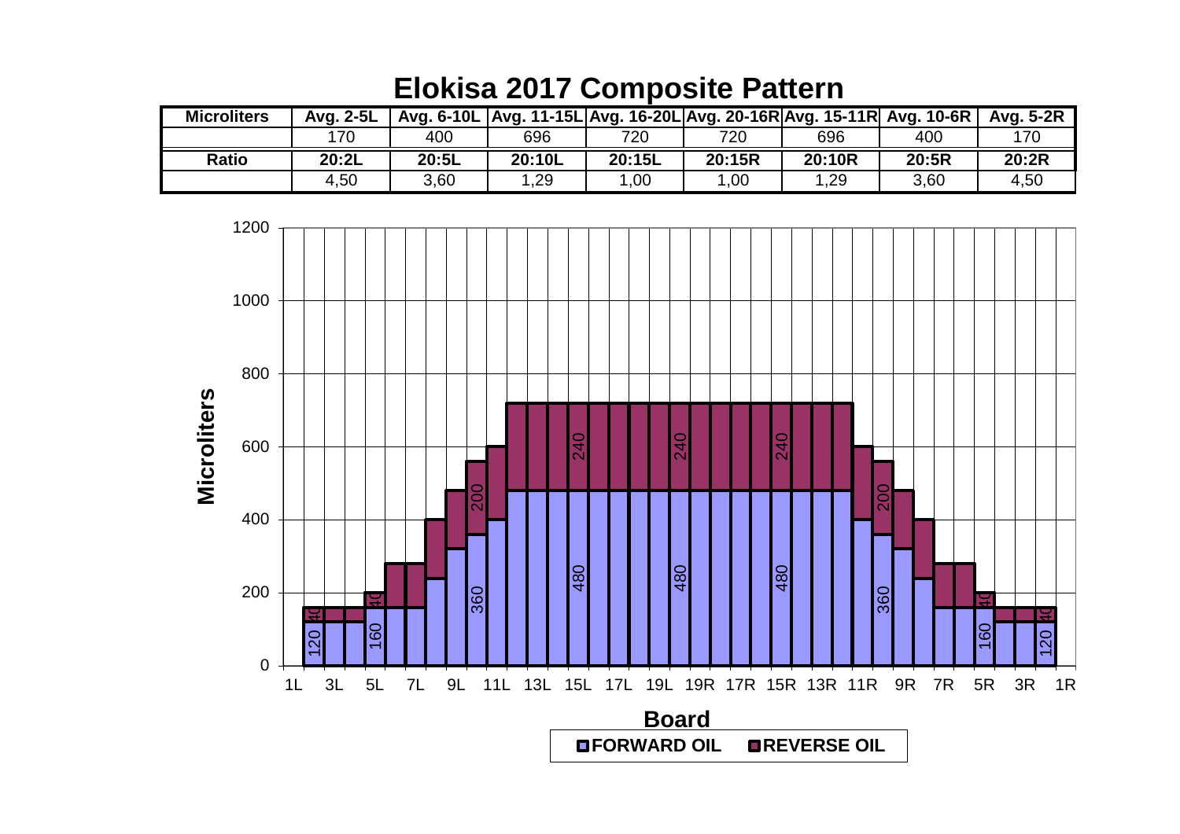# Elokisa 2017 Composite Pattern

| Microliters | Avg. 2-5L | Avg. 6-10L | Avg. 11-15L | Avg. 16-20L | Avg. 20-16R | Avg. 15-11R | Avg. 10-6R | Avg. 5-2R |
|---|---|---|---|---|---|---|---|---|
| | 170 | 400 | 696 | 720 | 720 | 696 | 400 | 170 |
| **Ratio** | **20:2L** | **20:5L** | **20:10L** | **20:15L** | **20:15R** | **20:10R** | **20:5R** | **20:2R** |
| | 4,50 | 3,60 | 1,29 | 1,00 | 1,00 | 1,29 | 3,60 | 4,50 |

Microliters

Board

FORWARD OIL REVERSE OIL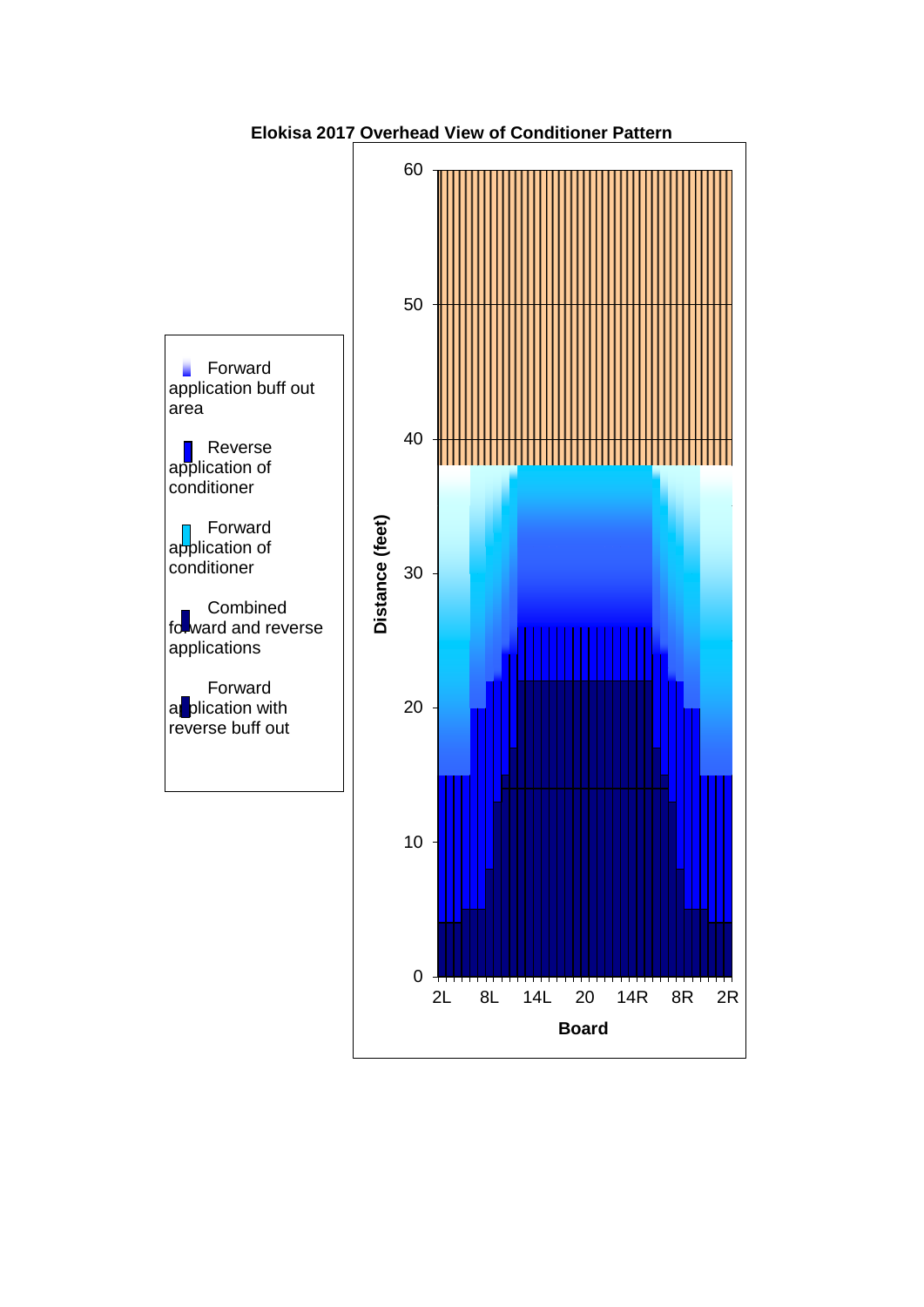**Elokisa 2017 Overhead View of Conditioner Pattern**

Forward application buff out area

Reverse application of conditioner

Forward application of conditioner

Combined forward and reverse applications

Forward application with reverse buff out

Distance (feet)

60
50
40
30
20
10
0

2L 8L 14L 20 14R 8R 2R

Board